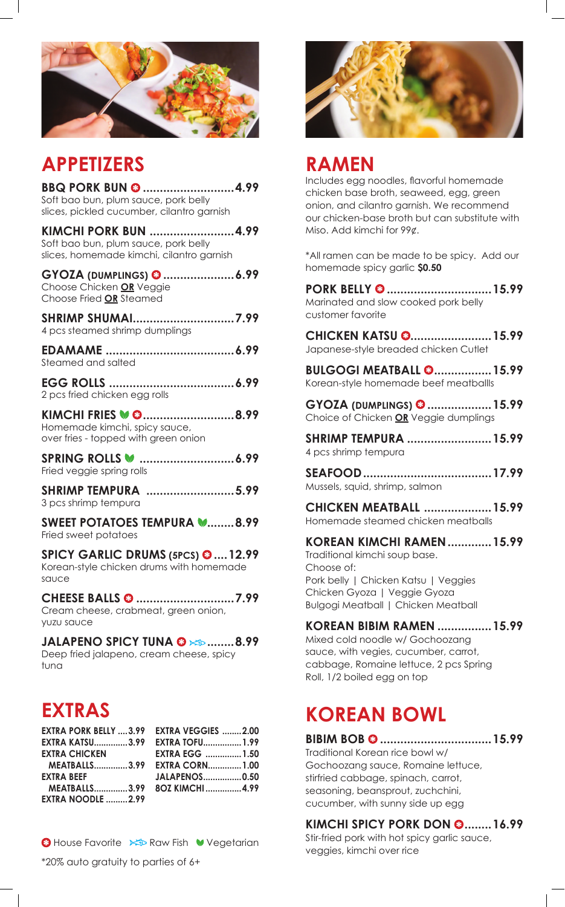## APPETIZERS

**BBQ PORK BUN** ❂ ........................... **4.99**
Soft bao bun, plum sauce, pork belly slices, pickled cucumber, cilantro garnish

**KIMCHI PORK BUN** ........................... **4.99**
Soft bao bun, plum sauce, pork belly slices, homemade kimchi, cilantro garnish

**GYOZA (DUMPLINGS)** ❂ ..................... **6.99**
Choose Chicken **OR** Veggie
Choose Fried **OR** Steamed

**SHRIMP SHUMAI** ............................. **7.99**
4 pcs steamed shrimp dumplings

**EDAMAME** ...................................... **6.99**
Steamed and salted

**EGG ROLLS** ..................................... **6.99**
2 pcs fried chicken egg rolls

**KIMCHI FRIES** (Vegetarian) ❂ ........................... **8.99**
Homemade kimchi, spicy sauce, over fries - topped with green onion

**SPRING ROLLS** (Vegetarian) ............................ **6.99**
Fried veggie spring rolls

**SHRIMP TEMPURA** .......................... **5.99**
3 pcs shrimp tempura

**SWEET POTATOES TEMPURA** (Vegetarian) ........ **8.99**
Fried sweet potatoes

**SPICY GARLIC DRUMS (5PCS)** ❂ .... **12.99**
Korean-style chicken drums with homemade sauce

**CHEESE BALLS** ❂ ............................. **7.99**
Cream cheese, crabmeat, green onion, yuzu sauce

**JALAPENO SPICY TUNA** ❂ (Raw Fish) ........ **8.99**
Deep fried jalapeno, cream cheese, spicy tuna

## EXTRAS

| | |
|---|---|
| EXTRA PORK BELLY .... 3.99 | EXTRA VEGGIES ........ 2.00 |
| EXTRA KATSU .............. 3.99 | EXTRA TOFU ................ 1.99 |
| EXTRA CHICKEN MEATBALLS .............. 3.99 | EXTRA EGG ............... 1.50 |
| EXTRA BEEF MEATBALLS .............. 3.99 | EXTRA CORN .............. 1.00 |
| EXTRA NOODLE ......... 2.99 | JALAPENOS ................ 0.50 |
| | 8OZ KIMCHI ............... 4.99 |

❂ House Favorite (Raw Fish icon) Raw Fish (Vegetarian icon) Vegetarian

*20% auto gratuity to parties of 6+

## RAMEN

Includes egg noodles, flavorful homemade chicken base broth, seaweed, egg, green onion, and cilantro garnish. We recommend our chicken-base broth but can substitute with Miso. Add kimchi for 99¢.

*All ramen can be made to be spicy. Add our homemade spicy garlic **$0.50**

**PORK BELLY** ❂ ............................... **15.99**
Marinated and slow cooked pork belly customer favorite

**CHICKEN KATSU** ❂ ........................ **15.99**
Japanese-style breaded chicken Cutlet

**BULGOGI MEATBALL** ❂ ................. **15.99**
Korean-style homemade beef meatballls

**GYOZA (DUMPLINGS)** ❂ ................... **15.99**
Choice of Chicken **OR** Veggie dumplings

**SHRIMP TEMPURA** ......................... **15.99**
4 pcs shrimp tempura

**SEAFOOD** ...................................... **17.99**
Mussels, squid, shrimp, salmon

**CHICKEN MEATBALL** .................... **15.99**
Homemade steamed chicken meatballs

**KOREAN KIMCHI RAMEN** ............. **15.99**
Traditional kimchi soup base.
Choose of:
Pork belly | Chicken Katsu | Veggies
Chicken Gyoza | Veggie Gyoza
Bulgogi Meatball | Chicken Meatball

**KOREAN BIBIM RAMEN** ................ **15.99**
Mixed cold noodle w/ Gochoozang sauce, with vegies, cucumber, carrot, cabbage, Romaine lettuce, 2 pcs Spring Roll, 1/2 boiled egg on top

## KOREAN BOWL

**BIBIM BOB** ❂ ................................. **15.99**
Traditional Korean rice bowl w/ Gochoozang sauce, Romaine lettuce, stirfried cabbage, spinach, carrot, seasoning, beansprout, zuchchini, cucumber, with sunny side up egg

**KIMCHI SPICY PORK DON** ❂ ........ **16.99**
Stir-fried pork with hot spicy garlic sauce, veggies, kimchi over rice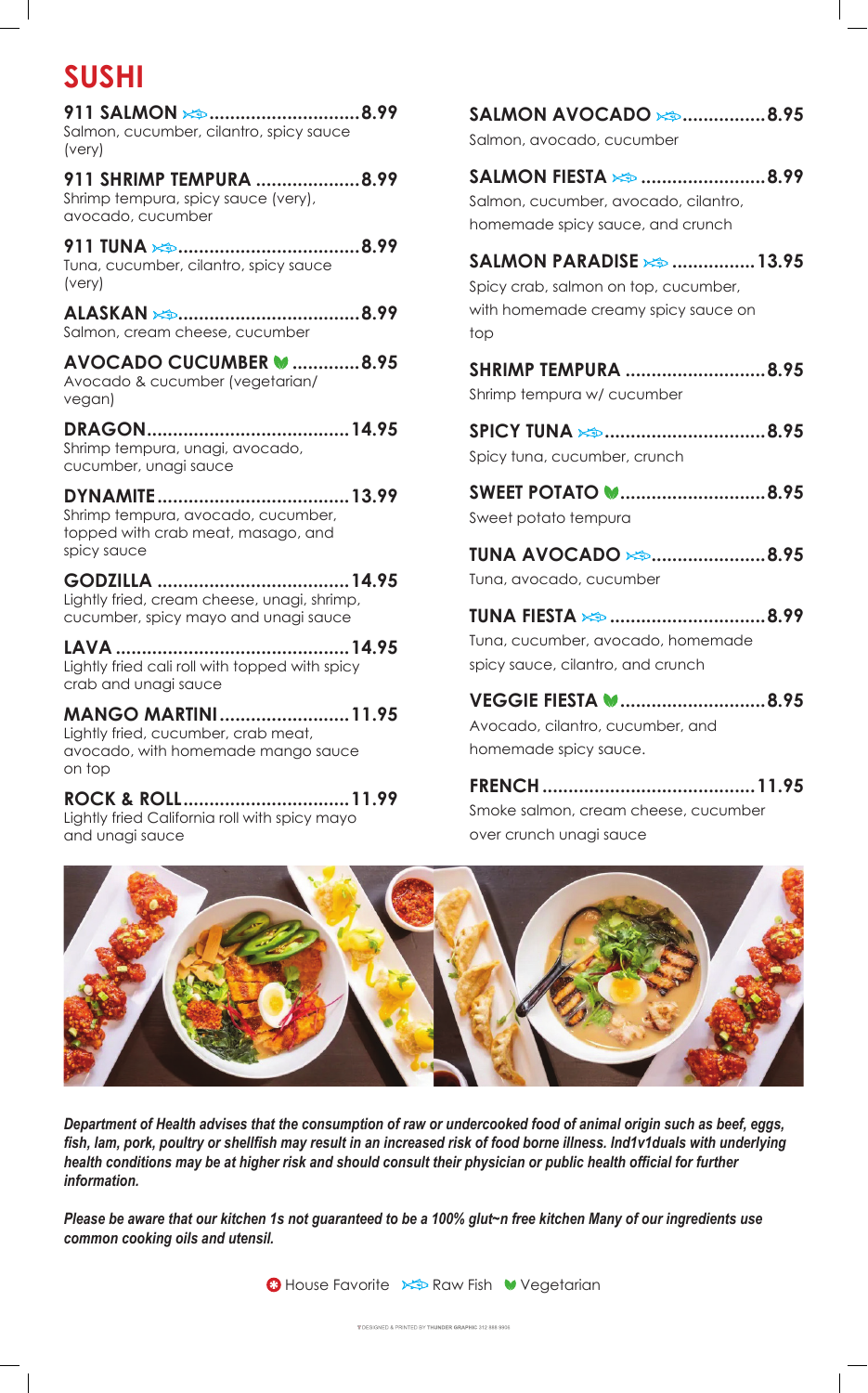# SUSHI

**911 SALMON** 🐟 ............................**8.99**
Salmon, cucumber, cilantro, spicy sauce (very)

**911 SHRIMP TEMPURA** ....................**8.99**
Shrimp tempura, spicy sauce (very), avocado, cucumber

**911 TUNA** 🐟 ..................................**8.99**
Tuna, cucumber, cilantro, spicy sauce (very)

**ALASKAN** 🐟 ..................................**8.99**
Salmon, cream cheese, cucumber

**AVOCADO CUCUMBER** 🌱 .............**8.95**
Avocado & cucumber (vegetarian/ vegan)

**DRAGON**.......................................**14.95**
Shrimp tempura, unagi, avocado, cucumber, unagi sauce

**DYNAMITE**.....................................**13.99**
Shrimp tempura, avocado, cucumber, topped with crab meat, masago, and spicy sauce

**GODZILLA** .....................................**14.95**
Lightly fried, cream cheese, unagi, shrimp, cucumber, spicy mayo and unagi sauce

**LAVA** .............................................**14.95**
Lightly fried cali roll with topped with spicy crab and unagi sauce

**MANGO MARTINI**.........................**11.95**
Lightly fried, cucumber, crab meat, avocado, with homemade mango sauce on top

**ROCK & ROLL**................................**11.99**
Lightly fried California roll with spicy mayo and unagi sauce

**SALMON AVOCADO** 🐟 ................**8.95**
Salmon, avocado, cucumber

**SALMON FIESTA** 🐟 ........................**8.99**
Salmon, cucumber, avocado, cilantro, homemade spicy sauce, and crunch

**SALMON PARADISE** 🐟 ................**13.95**
Spicy crab, salmon on top, cucumber, with homemade creamy spicy sauce on top

**SHRIMP TEMPURA** ...........................**8.95**
Shrimp tempura w/ cucumber

**SPICY TUNA** 🐟 ...............................**8.95**
Spicy tuna, cucumber, crunch

**SWEET POTATO** 🌱 ............................**8.95**
Sweet potato tempura

**TUNA AVOCADO** 🐟 .......................**8.95**
Tuna, avocado, cucumber

**TUNA FIESTA** 🐟 ..............................**8.99**
Tuna, cucumber, avocado, homemade spicy sauce, cilantro, and crunch

**VEGGIE FIESTA** 🌱 ............................**8.95**
Avocado, cilantro, cucumber, and homemade spicy sauce.

**FRENCH** .........................................**11.95**
Smoke salmon, cream cheese, cucumber over crunch unagi sauce

***Department of Health advises that the consumption of raw or undercooked food of animal origin such as beef, eggs, fish, lam, pork, poultry or shellfish may result in an increased risk of food borne illness. Ind1v1duals with underlying health conditions may be at higher risk and should consult their physician or public health official for further information.***

***Please be aware that our kitchen 1s not guaranteed to be a 100% glut~n free kitchen Many of our ingredients use common cooking oils and utensil.***

House Favorite 🐟 Raw Fish 🌱 Vegetarian